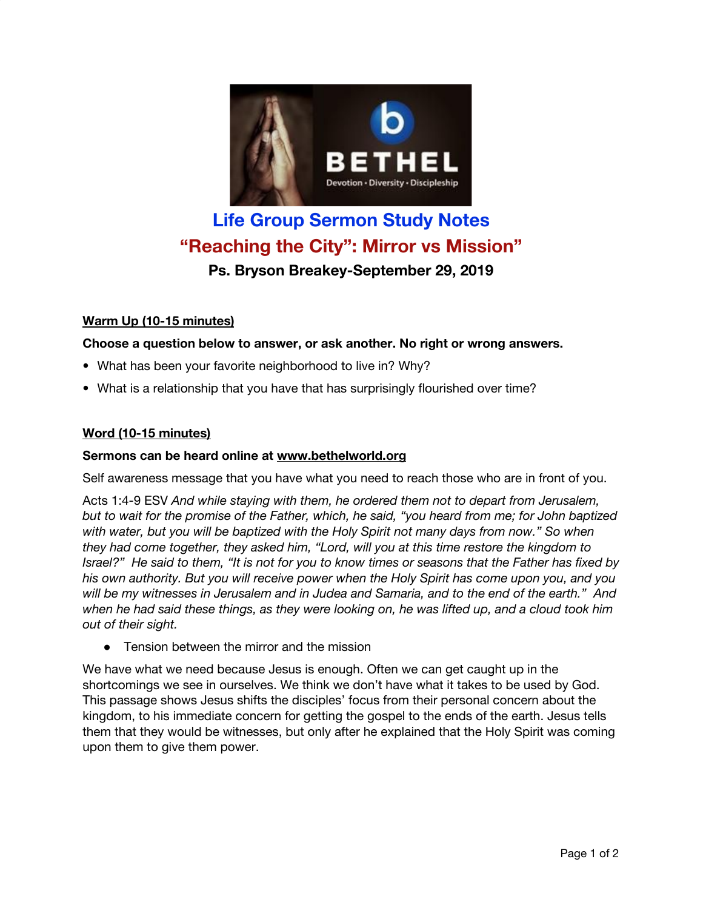# Life Group Sermon Study Notes

## "Reaching the City": Mirror vs Mission"

### Ps. Bryson Breakey-September 29, 2019

**Warm Up (10-15 minutes)**

**Choose a question below to answer, or ask another. No right or wrong answers.**

- What has been your favorite neighborhood to live in? Why?
- What is a relationship that you have that has surprisingly flourished over time?

**Word (10-15 minutes)**

**Sermons can be heard online at www.bethelworld.org**

Self awareness message that you have what you need to reach those who are in front of you.

Acts 1:4-9 ESV *And while staying with them, he ordered them not to depart from Jerusalem, but to wait for the promise of the Father, which, he said, "you heard from me; for John baptized with water, but you will be baptized with the Holy Spirit not many days from now." So when they had come together, they asked him, "Lord, will you at this time restore the kingdom to Israel?" He said to them, "It is not for you to know times or seasons that the Father has fixed by his own authority. But you will receive power when the Holy Spirit has come upon you, and you will be my witnesses in Jerusalem and in Judea and Samaria, and to the end of the earth." And when he had said these things, as they were looking on, he was lifted up, and a cloud took him out of their sight.*

- Tension between the mirror and the mission

We have what we need because Jesus is enough. Often we can get caught up in the shortcomings we see in ourselves. We think we don't have what it takes to be used by God. This passage shows Jesus shifts the disciples' focus from their personal concern about the kingdom, to his immediate concern for getting the gospel to the ends of the earth. Jesus tells them that they would be witnesses, but only after he explained that the Holy Spirit was coming upon them to give them power.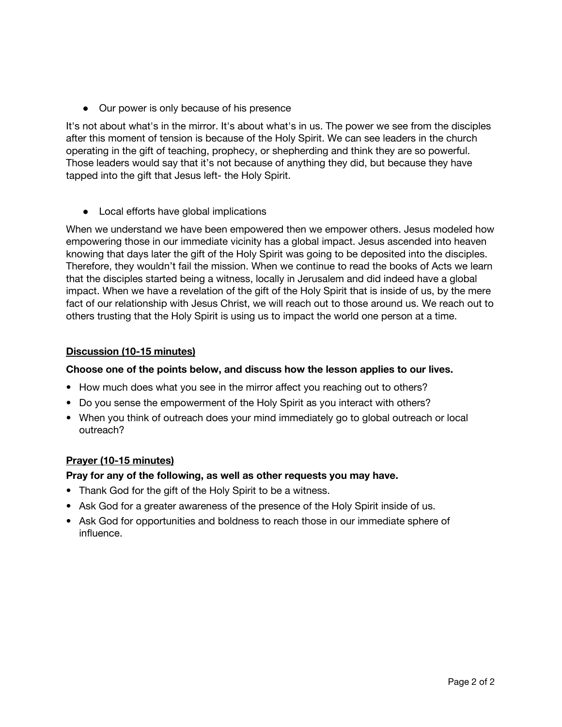- Our power is only because of his presence

It's not about what's in the mirror. It's about what's in us. The power we see from the disciples after this moment of tension is because of the Holy Spirit. We can see leaders in the church operating in the gift of teaching, prophecy, or shepherding and think they are so powerful. Those leaders would say that it's not because of anything they did, but because they have tapped into the gift that Jesus left- the Holy Spirit.

- Local efforts have global implications

When we understand we have been empowered then we empower others. Jesus modeled how empowering those in our immediate vicinity has a global impact. Jesus ascended into heaven knowing that days later the gift of the Holy Spirit was going to be deposited into the disciples. Therefore, they wouldn't fail the mission. When we continue to read the books of Acts we learn that the disciples started being a witness, locally in Jerusalem and did indeed have a global impact. When we have a revelation of the gift of the Holy Spirit that is inside of us, by the mere fact of our relationship with Jesus Christ, we will reach out to those around us. We reach out to others trusting that the Holy Spirit is using us to impact the world one person at a time.

## <u>Discussion (10-15 minutes)</u>

**Choose one of the points below, and discuss how the lesson applies to our lives.**

- How much does what you see in the mirror affect you reaching out to others?
- Do you sense the empowerment of the Holy Spirit as you interact with others?
- When you think of outreach does your mind immediately go to global outreach or local outreach?

## <u>Prayer (10-15 minutes)</u>

**Pray for any of the following, as well as other requests you may have.**

- Thank God for the gift of the Holy Spirit to be a witness.
- Ask God for a greater awareness of the presence of the Holy Spirit inside of us.
- Ask God for opportunities and boldness to reach those in our immediate sphere of influence.